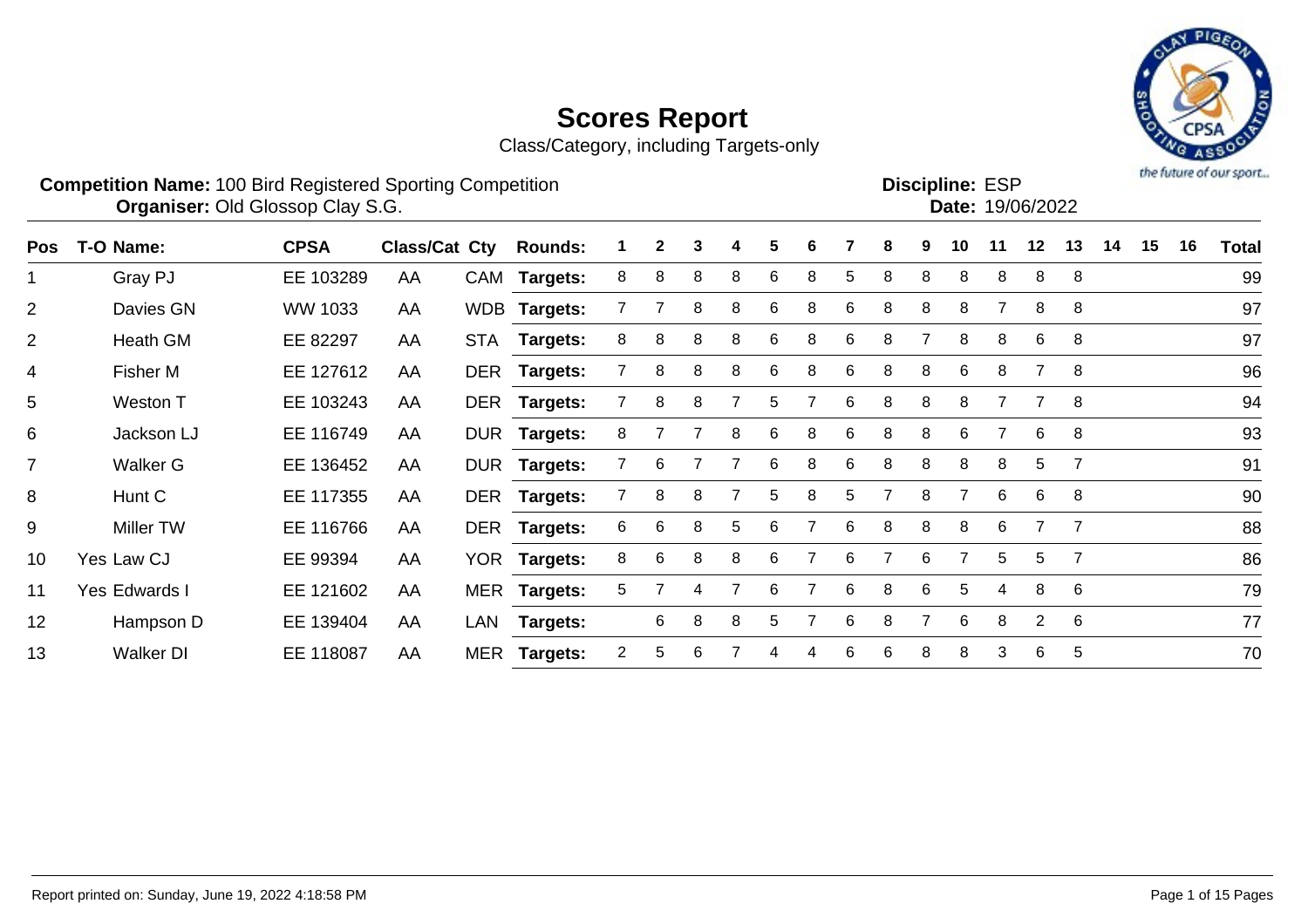# Scores Report

Class/Category, including Targets-only

**Competition Name:** 100 Bird Registered Sporting Competition
**Organiser:** Old Glossop Clay S.G.

**Discipline:** ESP
**Date:** 19/06/2022

| Pos | T-O | Name: | CPSA | Class/Cat | Cty | Rounds: | 1 | 2 | 3 | 4 | 5 | 6 | 7 | 8 | 9 | 10 | 11 | 12 | 13 | 14 | 15 | 16 | Total |
|---|---|---|---|---|---|---|---|---|---|---|---|---|---|---|---|---|---|---|---|---|---|---|---|
| 1 | | Gray PJ | EE 103289 | AA | CAM | **Targets:** | 8 | 8 | 8 | 8 | 6 | 8 | 5 | 8 | 8 | 8 | 8 | 8 | 8 | | | | 99 |
| 2 | | Davies GN | WW 1033 | AA | WDB | **Targets:** | 7 | 7 | 8 | 8 | 6 | 8 | 6 | 8 | 8 | 8 | 7 | 8 | 8 | | | | 97 |
| 2 | | Heath GM | EE 82297 | AA | STA | **Targets:** | 8 | 8 | 8 | 8 | 6 | 8 | 6 | 8 | 7 | 8 | 8 | 6 | 8 | | | | 97 |
| 4 | | Fisher M | EE 127612 | AA | DER | **Targets:** | 7 | 8 | 8 | 8 | 6 | 8 | 6 | 8 | 8 | 6 | 8 | 7 | 8 | | | | 96 |
| 5 | | Weston T | EE 103243 | AA | DER | **Targets:** | 7 | 8 | 8 | 7 | 5 | 7 | 6 | 8 | 8 | 8 | 7 | 7 | 8 | | | | 94 |
| 6 | | Jackson LJ | EE 116749 | AA | DUR | **Targets:** | 8 | 7 | 7 | 8 | 6 | 8 | 6 | 8 | 8 | 6 | 7 | 6 | 8 | | | | 93 |
| 7 | | Walker G | EE 136452 | AA | DUR | **Targets:** | 7 | 6 | 7 | 7 | 6 | 8 | 6 | 8 | 8 | 8 | 8 | 5 | 7 | | | | 91 |
| 8 | | Hunt C | EE 117355 | AA | DER | **Targets:** | 7 | 8 | 8 | 7 | 5 | 8 | 5 | 7 | 8 | 7 | 6 | 6 | 8 | | | | 90 |
| 9 | | Miller TW | EE 116766 | AA | DER | **Targets:** | 6 | 6 | 8 | 5 | 6 | 7 | 6 | 8 | 8 | 8 | 6 | 7 | 7 | | | | 88 |
| 10 | Yes | Law CJ | EE 99394 | AA | YOR | **Targets:** | 8 | 6 | 8 | 8 | 6 | 7 | 6 | 7 | 6 | 7 | 5 | 5 | 7 | | | | 86 |
| 11 | Yes | Edwards I | EE 121602 | AA | MER | **Targets:** | 5 | 7 | 4 | 7 | 6 | 7 | 6 | 8 | 6 | 5 | 4 | 8 | 6 | | | | 79 |
| 12 | | Hampson D | EE 139404 | AA | LAN | **Targets:** | | 6 | 8 | 8 | 5 | 7 | 6 | 8 | 7 | 6 | 8 | 2 | 6 | | | | 77 |
| 13 | | Walker DI | EE 118087 | AA | MER | **Targets:** | 2 | 5 | 6 | 7 | 4 | 4 | 6 | 6 | 8 | 8 | 3 | 6 | 5 | | | | 70 |

Report printed on: Sunday, June 19, 2022 4:18:58 PM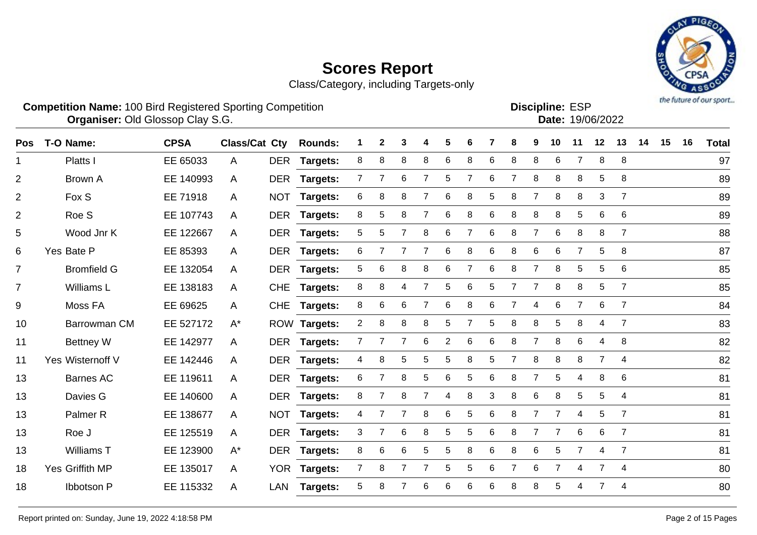# Scores Report

Class/Category, including Targets-only

**Competition Name:** 100 Bird Registered Sporting Competition
**Organiser:** Old Glossop Clay S.G.

**Discipline:** ESP
**Date:** 19/06/2022

| Pos | T-O | Name: | CPSA | Class/Cat | Cty | Rounds: | 1 | 2 | 3 | 4 | 5 | 6 | 7 | 8 | 9 | 10 | 11 | 12 | 13 | 14 | 15 | 16 | Total |
|---|---|---|---|---|---|---|---|---|---|---|---|---|---|---|---|---|---|---|---|---|---|---|---|
| 1 | | Platts I | EE 65033 | A | DER | Targets: | 8 | 8 | 8 | 8 | 6 | 8 | 6 | 8 | 8 | 6 | 7 | 8 | 8 | | | | 97 |
| 2 | | Brown A | EE 140993 | A | DER | Targets: | 7 | 7 | 6 | 7 | 5 | 7 | 6 | 7 | 8 | 8 | 8 | 5 | 8 | | | | 89 |
| 2 | | Fox S | EE 71918 | A | NOT | Targets: | 6 | 8 | 8 | 7 | 6 | 8 | 5 | 8 | 7 | 8 | 8 | 3 | 7 | | | | 89 |
| 2 | | Roe S | EE 107743 | A | DER | Targets: | 8 | 5 | 8 | 7 | 6 | 8 | 6 | 8 | 8 | 8 | 5 | 6 | 6 | | | | 89 |
| 5 | | Wood Jnr K | EE 122667 | A | DER | Targets: | 5 | 5 | 7 | 8 | 6 | 7 | 6 | 8 | 7 | 6 | 8 | 8 | 7 | | | | 88 |
| 6 | Yes | Bate P | EE 85393 | A | DER | Targets: | 6 | 7 | 7 | 7 | 6 | 8 | 6 | 8 | 6 | 6 | 7 | 5 | 8 | | | | 87 |
| 7 | | Bromfield G | EE 132054 | A | DER | Targets: | 5 | 6 | 8 | 8 | 6 | 7 | 6 | 8 | 7 | 8 | 5 | 5 | 6 | | | | 85 |
| 7 | | Williams L | EE 138183 | A | CHE | Targets: | 8 | 8 | 4 | 7 | 5 | 6 | 5 | 7 | 7 | 8 | 8 | 5 | 7 | | | | 85 |
| 9 | | Moss FA | EE 69625 | A | CHE | Targets: | 8 | 6 | 6 | 7 | 6 | 8 | 6 | 7 | 4 | 6 | 7 | 6 | 7 | | | | 84 |
| 10 | | Barrowman CM | EE 527172 | A* | ROW | Targets: | 2 | 8 | 8 | 8 | 5 | 7 | 5 | 8 | 8 | 5 | 8 | 4 | 7 | | | | 83 |
| 11 | | Bettney W | EE 142977 | A | DER | Targets: | 7 | 7 | 7 | 6 | 2 | 6 | 6 | 8 | 7 | 8 | 6 | 4 | 8 | | | | 82 |
| 11 | Yes | Wisternoff V | EE 142446 | A | DER | Targets: | 4 | 8 | 5 | 5 | 5 | 8 | 5 | 7 | 8 | 8 | 8 | 7 | 4 | | | | 82 |
| 13 | | Barnes AC | EE 119611 | A | DER | Targets: | 6 | 7 | 8 | 5 | 6 | 5 | 6 | 8 | 7 | 5 | 4 | 8 | 6 | | | | 81 |
| 13 | | Davies G | EE 140600 | A | DER | Targets: | 8 | 7 | 8 | 7 | 4 | 8 | 3 | 8 | 6 | 8 | 5 | 5 | 4 | | | | 81 |
| 13 | | Palmer R | EE 138677 | A | NOT | Targets: | 4 | 7 | 7 | 8 | 6 | 5 | 6 | 8 | 7 | 7 | 4 | 5 | 7 | | | | 81 |
| 13 | | Roe J | EE 125519 | A | DER | Targets: | 3 | 7 | 6 | 8 | 5 | 5 | 6 | 8 | 7 | 7 | 6 | 6 | 7 | | | | 81 |
| 13 | | Williams T | EE 123900 | A* | DER | Targets: | 8 | 6 | 6 | 5 | 5 | 8 | 6 | 8 | 6 | 5 | 7 | 4 | 7 | | | | 81 |
| 18 | Yes | Griffith MP | EE 135017 | A | YOR | Targets: | 7 | 8 | 7 | 7 | 5 | 5 | 6 | 7 | 6 | 7 | 4 | 7 | 4 | | | | 80 |
| 18 | | Ibbotson P | EE 115332 | A | LAN | Targets: | 5 | 8 | 7 | 6 | 6 | 6 | 6 | 8 | 8 | 5 | 4 | 7 | 4 | | | | 80 |

Report printed on: Sunday, June 19, 2022 4:18:58 PM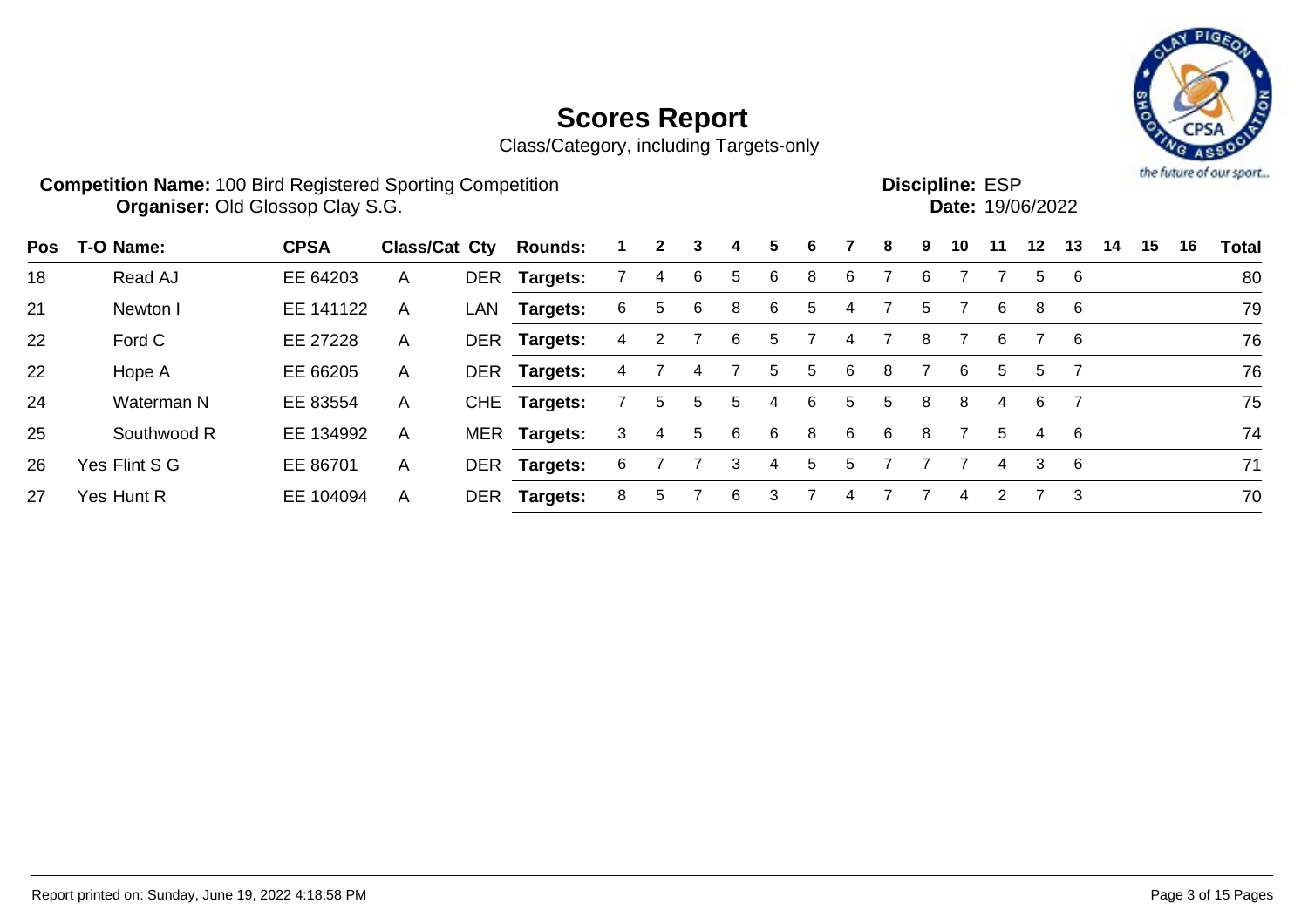# Scores Report

Class/Category, including Targets-only

**Competition Name:** 100 Bird Registered Sporting Competition
**Organiser:** Old Glossop Clay S.G.

**Discipline:** ESP
**Date:** 19/06/2022

| Pos | T-O | Name: | CPSA | Class/Cat | Cty | Rounds: | 1 | 2 | 3 | 4 | 5 | 6 | 7 | 8 | 9 | 10 | 11 | 12 | 13 | 14 | 15 | 16 | Total |
|---|---|---|---|---|---|---|---|---|---|---|---|---|---|---|---|---|---|---|---|---|---|---|---|
| 18 | | Read AJ | EE 64203 | A | DER | **Targets:** | 7 | 4 | 6 | 5 | 6 | 8 | 6 | 7 | 6 | 7 | 7 | 5 | 6 | | | | 80 |
| 21 | | Newton I | EE 141122 | A | LAN | **Targets:** | 6 | 5 | 6 | 8 | 6 | 5 | 4 | 7 | 5 | 7 | 6 | 8 | 6 | | | | 79 |
| 22 | | Ford C | EE 27228 | A | DER | **Targets:** | 4 | 2 | 7 | 6 | 5 | 7 | 4 | 7 | 8 | 7 | 6 | 7 | 6 | | | | 76 |
| 22 | | Hope A | EE 66205 | A | DER | **Targets:** | 4 | 7 | 4 | 7 | 5 | 5 | 6 | 8 | 7 | 6 | 5 | 5 | 7 | | | | 76 |
| 24 | | Waterman N | EE 83554 | A | CHE | **Targets:** | 7 | 5 | 5 | 5 | 4 | 6 | 5 | 5 | 8 | 8 | 4 | 6 | 7 | | | | 75 |
| 25 | | Southwood R | EE 134992 | A | MER | **Targets:** | 3 | 4 | 5 | 6 | 6 | 8 | 6 | 6 | 8 | 7 | 5 | 4 | 6 | | | | 74 |
| 26 | Yes | Flint S G | EE 86701 | A | DER | **Targets:** | 6 | 7 | 7 | 3 | 4 | 5 | 5 | 7 | 7 | 7 | 4 | 3 | 6 | | | | 71 |
| 27 | Yes | Hunt R | EE 104094 | A | DER | **Targets:** | 8 | 5 | 7 | 6 | 3 | 7 | 4 | 7 | 7 | 4 | 2 | 7 | 3 | | | | 70 |

Report printed on: Sunday, June 19, 2022 4:18:58 PM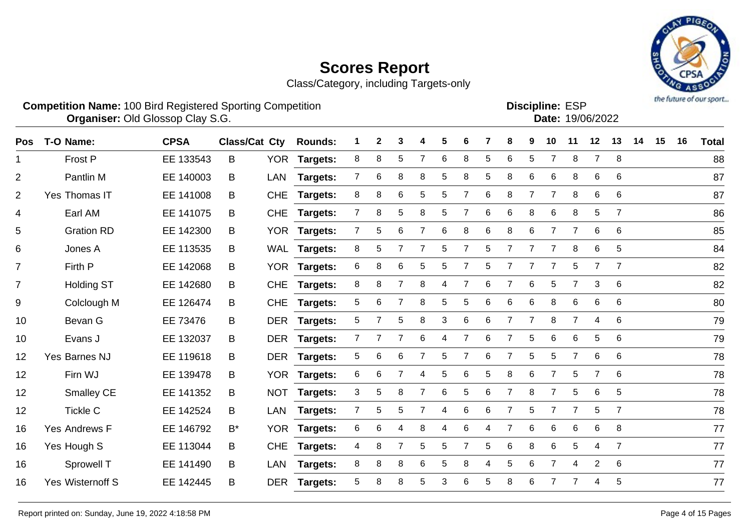# Scores Report

Class/Category, including Targets-only

**Competition Name:** 100 Bird Registered Sporting Competition
**Organiser:** Old Glossop Clay S.G.

**Discipline:** ESP
**Date:** 19/06/2022

| Pos | T-O | Name: | CPSA | Class/Cat | Cty | Rounds: | 1 | 2 | 3 | 4 | 5 | 6 | 7 | 8 | 9 | 10 | 11 | 12 | 13 | 14 | 15 | 16 | Total |
|---|---|---|---|---|---|---|---|---|---|---|---|---|---|---|---|---|---|---|---|---|---|---|---|
| 1 | | Frost P | EE 133543 | B | YOR | Targets: | 8 | 8 | 5 | 7 | 6 | 8 | 5 | 6 | 5 | 7 | 8 | 7 | 8 | | | | 88 |
| 2 | | Pantlin M | EE 140003 | B | LAN | Targets: | 7 | 6 | 8 | 8 | 5 | 8 | 5 | 8 | 6 | 6 | 8 | 6 | 6 | | | | 87 |
| 2 | Yes | Thomas IT | EE 141008 | B | CHE | Targets: | 8 | 8 | 6 | 5 | 5 | 7 | 6 | 8 | 7 | 7 | 8 | 6 | 6 | | | | 87 |
| 4 | | Earl AM | EE 141075 | B | CHE | Targets: | 7 | 8 | 5 | 8 | 5 | 7 | 6 | 6 | 8 | 6 | 8 | 5 | 7 | | | | 86 |
| 5 | | Gration RD | EE 142300 | B | YOR | Targets: | 7 | 5 | 6 | 7 | 6 | 8 | 6 | 8 | 6 | 7 | 7 | 6 | 6 | | | | 85 |
| 6 | | Jones A | EE 113535 | B | WAL | Targets: | 8 | 5 | 7 | 7 | 5 | 7 | 5 | 7 | 7 | 7 | 8 | 6 | 5 | | | | 84 |
| 7 | | Firth P | EE 142068 | B | YOR | Targets: | 6 | 8 | 6 | 5 | 5 | 7 | 5 | 7 | 7 | 7 | 5 | 7 | 7 | | | | 82 |
| 7 | | Holding ST | EE 142680 | B | CHE | Targets: | 8 | 8 | 7 | 8 | 4 | 7 | 6 | 7 | 6 | 5 | 7 | 3 | 6 | | | | 82 |
| 9 | | Colclough M | EE 126474 | B | CHE | Targets: | 5 | 6 | 7 | 8 | 5 | 5 | 6 | 6 | 6 | 8 | 6 | 6 | 6 | | | | 80 |
| 10 | | Bevan G | EE 73476 | B | DER | Targets: | 5 | 7 | 5 | 8 | 3 | 6 | 6 | 7 | 7 | 8 | 7 | 4 | 6 | | | | 79 |
| 10 | | Evans J | EE 132037 | B | DER | Targets: | 7 | 7 | 7 | 6 | 4 | 7 | 6 | 7 | 5 | 6 | 6 | 5 | 6 | | | | 79 |
| 12 | Yes | Barnes NJ | EE 119618 | B | DER | Targets: | 5 | 6 | 6 | 7 | 5 | 7 | 6 | 7 | 5 | 5 | 7 | 6 | 6 | | | | 78 |
| 12 | | Firn WJ | EE 139478 | B | YOR | Targets: | 6 | 6 | 7 | 4 | 5 | 6 | 5 | 8 | 6 | 7 | 5 | 7 | 6 | | | | 78 |
| 12 | | Smalley CE | EE 141352 | B | NOT | Targets: | 3 | 5 | 8 | 7 | 6 | 5 | 6 | 7 | 8 | 7 | 5 | 6 | 5 | | | | 78 |
| 12 | | Tickle C | EE 142524 | B | LAN | Targets: | 7 | 5 | 5 | 7 | 4 | 6 | 6 | 7 | 5 | 7 | 7 | 5 | 7 | | | | 78 |
| 16 | Yes | Andrews F | EE 146792 | B* | YOR | Targets: | 6 | 6 | 4 | 8 | 4 | 6 | 4 | 7 | 6 | 6 | 6 | 6 | 8 | | | | 77 |
| 16 | Yes | Hough S | EE 113044 | B | CHE | Targets: | 4 | 8 | 7 | 5 | 5 | 7 | 5 | 6 | 8 | 6 | 5 | 4 | 7 | | | | 77 |
| 16 | | Sprowell T | EE 141490 | B | LAN | Targets: | 8 | 8 | 8 | 6 | 5 | 8 | 4 | 5 | 6 | 7 | 4 | 2 | 6 | | | | 77 |
| 16 | Yes | Wisternoff S | EE 142445 | B | DER | Targets: | 5 | 8 | 8 | 5 | 3 | 6 | 5 | 8 | 6 | 7 | 7 | 4 | 5 | | | | 77 |

Report printed on: Sunday, June 19, 2022 4:18:58 PM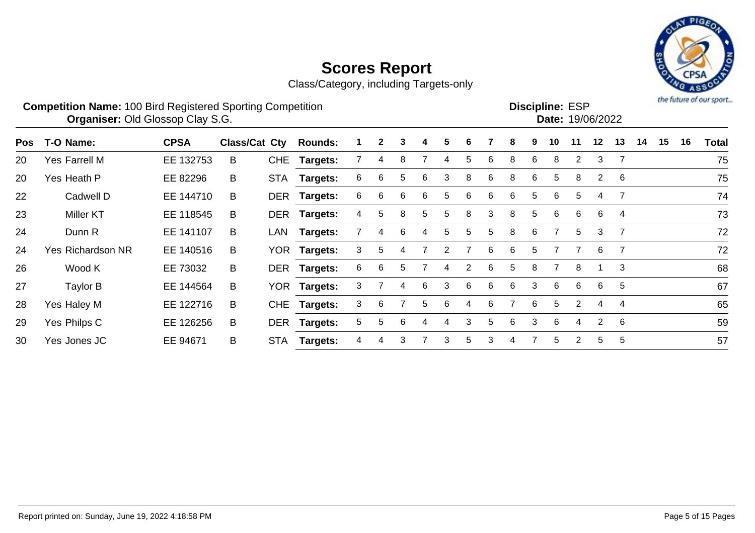# Scores Report

Class/Category, including Targets-only

**Competition Name:** 100 Bird Registered Sporting Competition
**Organiser:** Old Glossop Clay S.G.

**Discipline:** ESP
**Date:** 19/06/2022

| Pos | T-O | Name: | CPSA | Class/Cat | Cty | Rounds: | 1 | 2 | 3 | 4 | 5 | 6 | 7 | 8 | 9 | 10 | 11 | 12 | 13 | 14 | 15 | 16 | Total |
|---|---|---|---|---|---|---|---|---|---|---|---|---|---|---|---|---|---|---|---|---|---|---|---|
| 20 | Yes | Farrell M | EE 132753 | B | CHE | Targets: | 7 | 4 | 8 | 7 | 4 | 5 | 6 | 8 | 6 | 8 | 2 | 3 | 7 | | | | 75 |
| 20 | Yes | Heath P | EE 82296 | B | STA | Targets: | 6 | 6 | 5 | 6 | 3 | 8 | 6 | 8 | 6 | 5 | 8 | 2 | 6 | | | | 75 |
| 22 | | Cadwell D | EE 144710 | B | DER | Targets: | 6 | 6 | 6 | 6 | 5 | 6 | 6 | 6 | 5 | 6 | 5 | 4 | 7 | | | | 74 |
| 23 | | Miller KT | EE 118545 | B | DER | Targets: | 4 | 5 | 8 | 5 | 5 | 8 | 3 | 8 | 5 | 6 | 6 | 6 | 4 | | | | 73 |
| 24 | | Dunn R | EE 141107 | B | LAN | Targets: | 7 | 4 | 6 | 4 | 5 | 5 | 5 | 8 | 6 | 7 | 5 | 3 | 7 | | | | 72 |
| 24 | Yes | Richardson NR | EE 140516 | B | YOR | Targets: | 3 | 5 | 4 | 7 | 2 | 7 | 6 | 6 | 5 | 7 | 7 | 6 | 7 | | | | 72 |
| 26 | | Wood K | EE 73032 | B | DER | Targets: | 6 | 6 | 5 | 7 | 4 | 2 | 6 | 5 | 8 | 7 | 8 | 1 | 3 | | | | 68 |
| 27 | | Taylor B | EE 144564 | B | YOR | Targets: | 3 | 7 | 4 | 6 | 3 | 6 | 6 | 6 | 3 | 6 | 6 | 6 | 5 | | | | 67 |
| 28 | Yes | Haley M | EE 122716 | B | CHE | Targets: | 3 | 6 | 7 | 5 | 6 | 4 | 6 | 7 | 6 | 5 | 2 | 4 | 4 | | | | 65 |
| 29 | Yes | Philps C | EE 126256 | B | DER | Targets: | 5 | 5 | 6 | 4 | 4 | 3 | 5 | 6 | 3 | 6 | 4 | 2 | 6 | | | | 59 |
| 30 | Yes | Jones JC | EE 94671 | B | STA | Targets: | 4 | 4 | 3 | 7 | 3 | 5 | 3 | 4 | 7 | 5 | 2 | 5 | 5 | | | | 57 |

Report printed on: Sunday, June 19, 2022 4:18:58 PM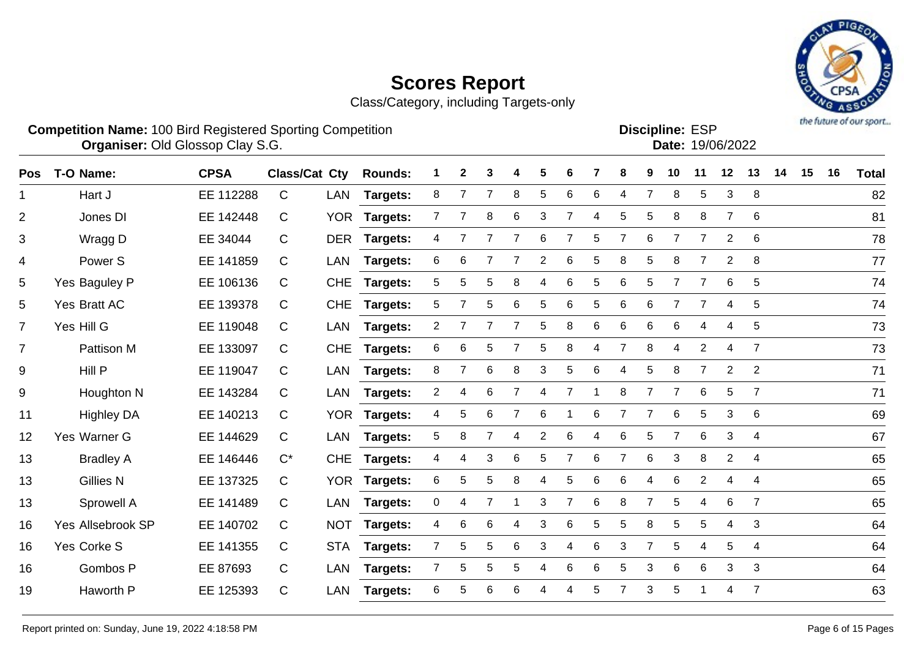# Scores Report

Class/Category, including Targets-only

**Competition Name:** 100 Bird Registered Sporting Competition
**Organiser:** Old Glossop Clay S.G.

**Discipline:** ESP
**Date:** 19/06/2022

| Pos | T-O | Name: | CPSA | Class/Cat | Cty | Rounds: | 1 | 2 | 3 | 4 | 5 | 6 | 7 | 8 | 9 | 10 | 11 | 12 | 13 | 14 | 15 | 16 | Total |
|---|---|---|---|---|---|---|---|---|---|---|---|---|---|---|---|---|---|---|---|---|---|---|---|
| 1 | | Hart J | EE 112288 | C | LAN | Targets: | 8 | 7 | 7 | 8 | 5 | 6 | 6 | 4 | 7 | 8 | 5 | 3 | 8 | | | | 82 |
| 2 | | Jones DI | EE 142448 | C | YOR | Targets: | 7 | 7 | 8 | 6 | 3 | 7 | 4 | 5 | 5 | 8 | 8 | 7 | 6 | | | | 81 |
| 3 | | Wragg D | EE 34044 | C | DER | Targets: | 4 | 7 | 7 | 7 | 6 | 7 | 5 | 7 | 6 | 7 | 7 | 2 | 6 | | | | 78 |
| 4 | | Power S | EE 141859 | C | LAN | Targets: | 6 | 6 | 7 | 7 | 2 | 6 | 5 | 8 | 5 | 8 | 7 | 2 | 8 | | | | 77 |
| 5 | Yes | Baguley P | EE 106136 | C | CHE | Targets: | 5 | 5 | 5 | 8 | 4 | 6 | 5 | 6 | 5 | 7 | 7 | 6 | 5 | | | | 74 |
| 5 | Yes | Bratt AC | EE 139378 | C | CHE | Targets: | 5 | 7 | 5 | 6 | 5 | 6 | 5 | 6 | 6 | 7 | 7 | 4 | 5 | | | | 74 |
| 7 | Yes | Hill G | EE 119048 | C | LAN | Targets: | 2 | 7 | 7 | 7 | 5 | 8 | 6 | 6 | 6 | 6 | 4 | 4 | 5 | | | | 73 |
| 7 | | Pattison M | EE 133097 | C | CHE | Targets: | 6 | 6 | 5 | 7 | 5 | 8 | 4 | 7 | 8 | 4 | 2 | 4 | 7 | | | | 73 |
| 9 | | Hill P | EE 119047 | C | LAN | Targets: | 8 | 7 | 6 | 8 | 3 | 5 | 6 | 4 | 5 | 8 | 7 | 2 | 2 | | | | 71 |
| 9 | | Houghton N | EE 143284 | C | LAN | Targets: | 2 | 4 | 6 | 7 | 4 | 7 | 1 | 8 | 7 | 7 | 6 | 5 | 7 | | | | 71 |
| 11 | | Highley DA | EE 140213 | C | YOR | Targets: | 4 | 5 | 6 | 7 | 6 | 1 | 6 | 7 | 7 | 6 | 5 | 3 | 6 | | | | 69 |
| 12 | Yes | Warner G | EE 144629 | C | LAN | Targets: | 5 | 8 | 7 | 4 | 2 | 6 | 4 | 6 | 5 | 7 | 6 | 3 | 4 | | | | 67 |
| 13 | | Bradley A | EE 146446 | C* | CHE | Targets: | 4 | 4 | 3 | 6 | 5 | 7 | 6 | 7 | 6 | 3 | 8 | 2 | 4 | | | | 65 |
| 13 | | Gillies N | EE 137325 | C | YOR | Targets: | 6 | 5 | 5 | 8 | 4 | 5 | 6 | 6 | 4 | 6 | 2 | 4 | 4 | | | | 65 |
| 13 | | Sprowell A | EE 141489 | C | LAN | Targets: | 0 | 4 | 7 | 1 | 3 | 7 | 6 | 8 | 7 | 5 | 4 | 6 | 7 | | | | 65 |
| 16 | Yes | Allsebrook SP | EE 140702 | C | NOT | Targets: | 4 | 6 | 6 | 4 | 3 | 6 | 5 | 5 | 8 | 5 | 5 | 4 | 3 | | | | 64 |
| 16 | Yes | Corke S | EE 141355 | C | STA | Targets: | 7 | 5 | 5 | 6 | 3 | 4 | 6 | 3 | 7 | 5 | 4 | 5 | 4 | | | | 64 |
| 16 | | Gombos P | EE 87693 | C | LAN | Targets: | 7 | 5 | 5 | 5 | 4 | 6 | 6 | 5 | 3 | 6 | 6 | 3 | 3 | | | | 64 |
| 19 | | Haworth P | EE 125393 | C | LAN | Targets: | 6 | 5 | 6 | 6 | 4 | 4 | 5 | 7 | 3 | 5 | 1 | 4 | 7 | | | | 63 |

Report printed on: Sunday, June 19, 2022 4:18:58 PM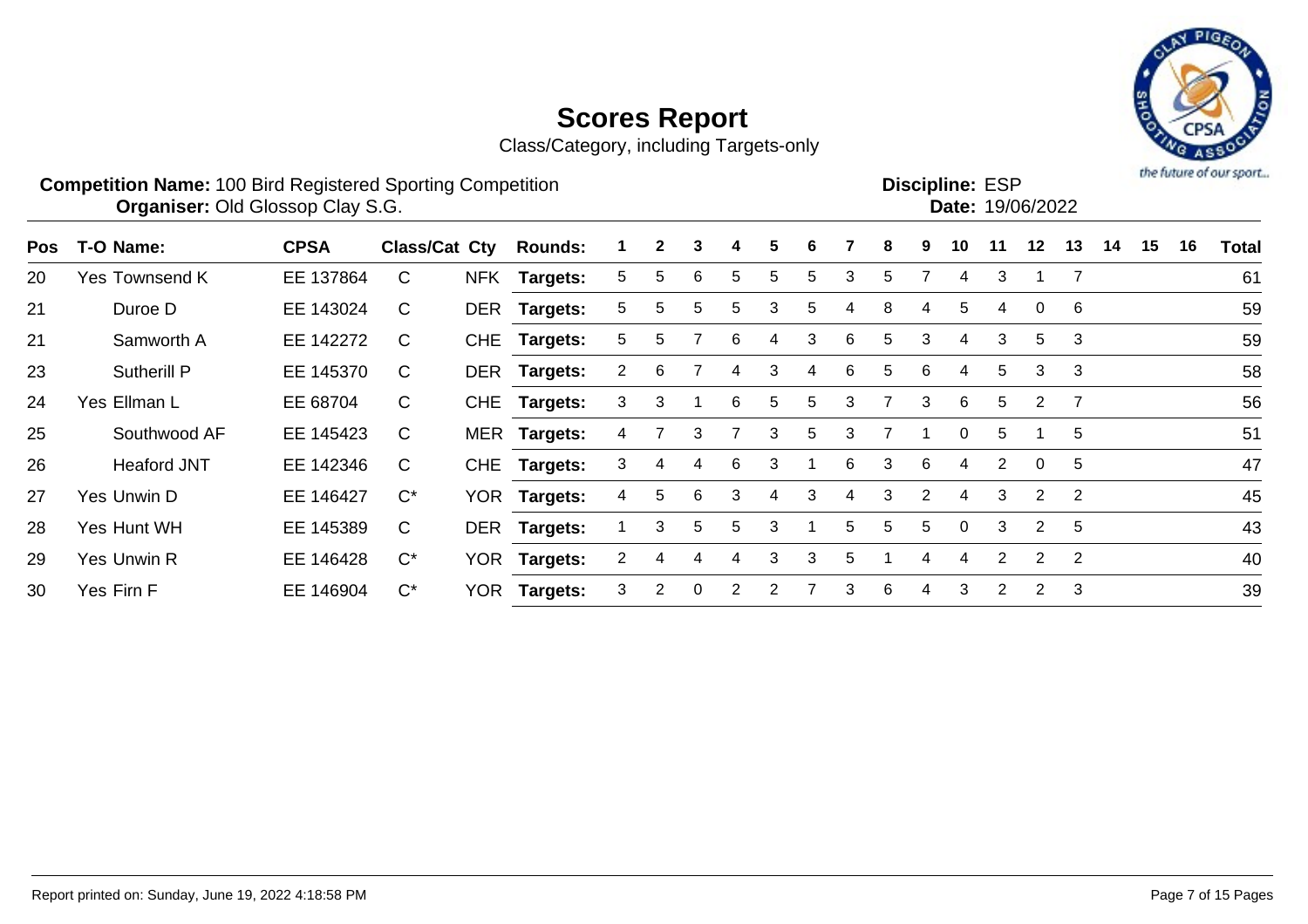# Scores Report

Class/Category, including Targets-only

**Competition Name:** 100 Bird Registered Sporting Competition
**Organiser:** Old Glossop Clay S.G.

**Discipline:** ESP
**Date:** 19/06/2022

| Pos | T-O | Name: | CPSA | Class/Cat | Cty | Rounds: | 1 | 2 | 3 | 4 | 5 | 6 | 7 | 8 | 9 | 10 | 11 | 12 | 13 | 14 | 15 | 16 | Total |
|---|---|---|---|---|---|---|---|---|---|---|---|---|---|---|---|---|---|---|---|---|---|---|---|
| 20 | Yes | Townsend K | EE 137864 | C | NFK | Targets: | 5 | 5 | 6 | 5 | 5 | 5 | 3 | 5 | 7 | 4 | 3 | 1 | 7 | | | | 61 |
| 21 | | Duroe D | EE 143024 | C | DER | Targets: | 5 | 5 | 5 | 5 | 3 | 5 | 4 | 8 | 4 | 5 | 4 | 0 | 6 | | | | 59 |
| 21 | | Samworth A | EE 142272 | C | CHE | Targets: | 5 | 5 | 7 | 6 | 4 | 3 | 6 | 5 | 3 | 4 | 3 | 5 | 3 | | | | 59 |
| 23 | | Sutherill P | EE 145370 | C | DER | Targets: | 2 | 6 | 7 | 4 | 3 | 4 | 6 | 5 | 6 | 4 | 5 | 3 | 3 | | | | 58 |
| 24 | Yes | Ellman L | EE 68704 | C | CHE | Targets: | 3 | 3 | 1 | 6 | 5 | 5 | 3 | 7 | 3 | 6 | 5 | 2 | 7 | | | | 56 |
| 25 | | Southwood AF | EE 145423 | C | MER | Targets: | 4 | 7 | 3 | 7 | 3 | 5 | 3 | 7 | 1 | 0 | 5 | 1 | 5 | | | | 51 |
| 26 | | Heaford JNT | EE 142346 | C | CHE | Targets: | 3 | 4 | 4 | 6 | 3 | 1 | 6 | 3 | 6 | 4 | 2 | 0 | 5 | | | | 47 |
| 27 | Yes | Unwin D | EE 146427 | C* | YOR | Targets: | 4 | 5 | 6 | 3 | 4 | 3 | 4 | 3 | 2 | 4 | 3 | 2 | 2 | | | | 45 |
| 28 | Yes | Hunt WH | EE 145389 | C | DER | Targets: | 1 | 3 | 5 | 5 | 3 | 1 | 5 | 5 | 5 | 0 | 3 | 2 | 5 | | | | 43 |
| 29 | Yes | Unwin R | EE 146428 | C* | YOR | Targets: | 2 | 4 | 4 | 4 | 3 | 3 | 5 | 1 | 4 | 4 | 2 | 2 | 2 | | | | 40 |
| 30 | Yes | Firn F | EE 146904 | C* | YOR | Targets: | 3 | 2 | 0 | 2 | 2 | 7 | 3 | 6 | 4 | 3 | 2 | 2 | 3 | | | | 39 |

Report printed on: Sunday, June 19, 2022 4:18:58 PM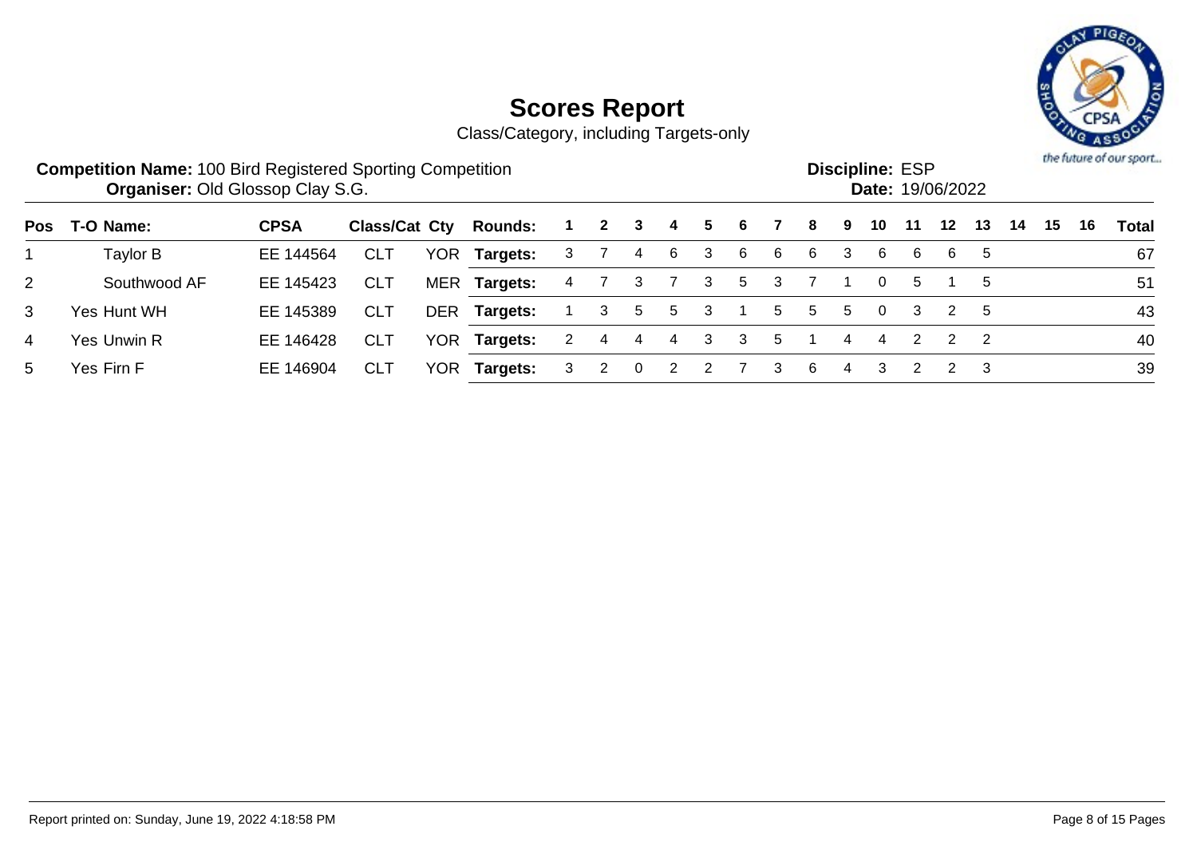# Scores Report

Class/Category, including Targets-only

**Competition Name:** 100 Bird Registered Sporting Competition
**Organiser:** Old Glossop Clay S.G.

**Discipline:** ESP
**Date:** 19/06/2022

| Pos | T-O | Name: | CPSA | Class/Cat | Cty | Rounds: | 1 | 2 | 3 | 4 | 5 | 6 | 7 | 8 | 9 | 10 | 11 | 12 | 13 | 14 | 15 | 16 | Total |
|---|---|---|---|---|---|---|---|---|---|---|---|---|---|---|---|---|---|---|---|---|---|---|---|
| 1 | | Taylor B | EE 144564 | CLT | YOR | **Targets:** | 3 | 7 | 4 | 6 | 3 | 6 | 6 | 6 | 3 | 6 | 6 | 6 | 5 | | | | 67 |
| 2 | | Southwood AF | EE 145423 | CLT | MER | **Targets:** | 4 | 7 | 3 | 7 | 3 | 5 | 3 | 7 | 1 | 0 | 5 | 1 | 5 | | | | 51 |
| 3 | Yes | Hunt WH | EE 145389 | CLT | DER | **Targets:** | 1 | 3 | 5 | 5 | 3 | 1 | 5 | 5 | 5 | 0 | 3 | 2 | 5 | | | | 43 |
| 4 | Yes | Unwin R | EE 146428 | CLT | YOR | **Targets:** | 2 | 4 | 4 | 4 | 3 | 3 | 5 | 1 | 4 | 4 | 2 | 2 | 2 | | | | 40 |
| 5 | Yes | Firn F | EE 146904 | CLT | YOR | **Targets:** | 3 | 2 | 0 | 2 | 2 | 7 | 3 | 6 | 4 | 3 | 2 | 2 | 3 | | | | 39 |

Report printed on: Sunday, June 19, 2022 4:18:58 PM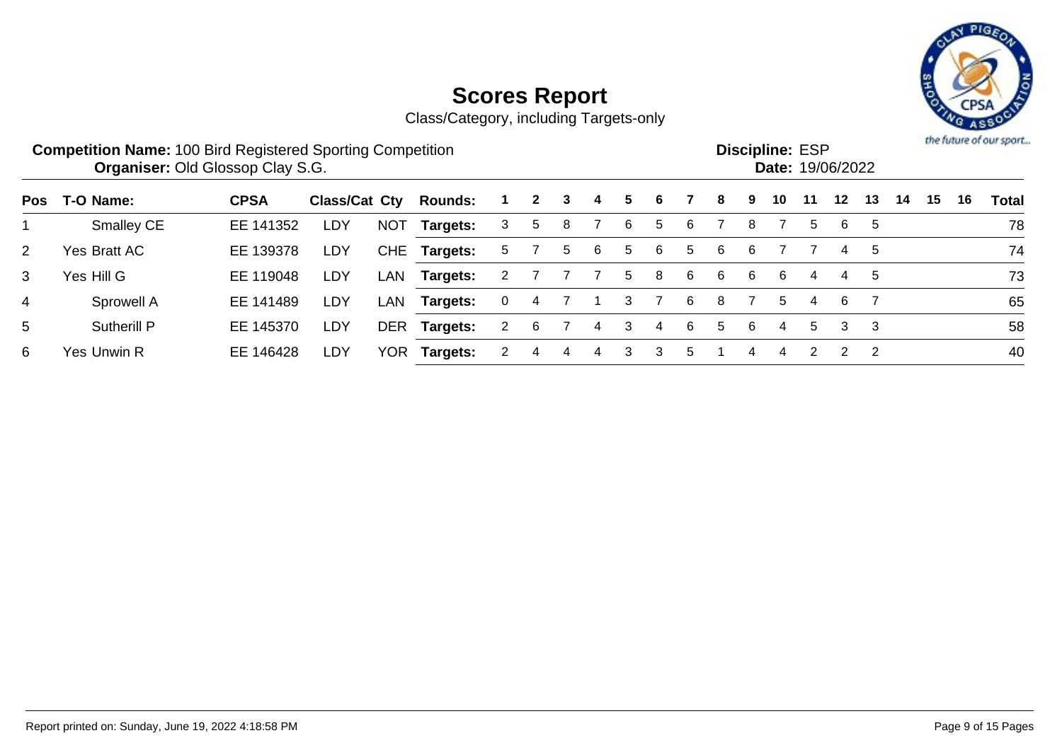# Scores Report

Class/Category, including Targets-only

**Competition Name:** 100 Bird Registered Sporting Competition
**Organiser:** Old Glossop Clay S.G.

**Discipline:** ESP
**Date:** 19/06/2022

| Pos | T-O | Name: | CPSA | Class/Cat | Cty | Rounds: | 1 | 2 | 3 | 4 | 5 | 6 | 7 | 8 | 9 | 10 | 11 | 12 | 13 | 14 | 15 | 16 | Total |
|---|---|---|---|---|---|---|---|---|---|---|---|---|---|---|---|---|---|---|---|---|---|---|---|
| 1 | | Smalley CE | EE 141352 | LDY | NOT | **Targets:** | 3 | 5 | 8 | 7 | 6 | 5 | 6 | 7 | 8 | 7 | 5 | 6 | 5 | | | | 78 |
| 2 | Yes | Bratt AC | EE 139378 | LDY | CHE | **Targets:** | 5 | 7 | 5 | 6 | 5 | 6 | 5 | 6 | 6 | 7 | 7 | 4 | 5 | | | | 74 |
| 3 | Yes | Hill G | EE 119048 | LDY | LAN | **Targets:** | 2 | 7 | 7 | 7 | 5 | 8 | 6 | 6 | 6 | 6 | 4 | 4 | 5 | | | | 73 |
| 4 | | Sprowell A | EE 141489 | LDY | LAN | **Targets:** | 0 | 4 | 7 | 1 | 3 | 7 | 6 | 8 | 7 | 5 | 4 | 6 | 7 | | | | 65 |
| 5 | | Sutherill P | EE 145370 | LDY | DER | **Targets:** | 2 | 6 | 7 | 4 | 3 | 4 | 6 | 5 | 6 | 4 | 5 | 3 | 3 | | | | 58 |
| 6 | Yes | Unwin R | EE 146428 | LDY | YOR | **Targets:** | 2 | 4 | 4 | 4 | 3 | 3 | 5 | 1 | 4 | 4 | 2 | 2 | 2 | | | | 40 |

Report printed on: Sunday, June 19, 2022 4:18:58 PM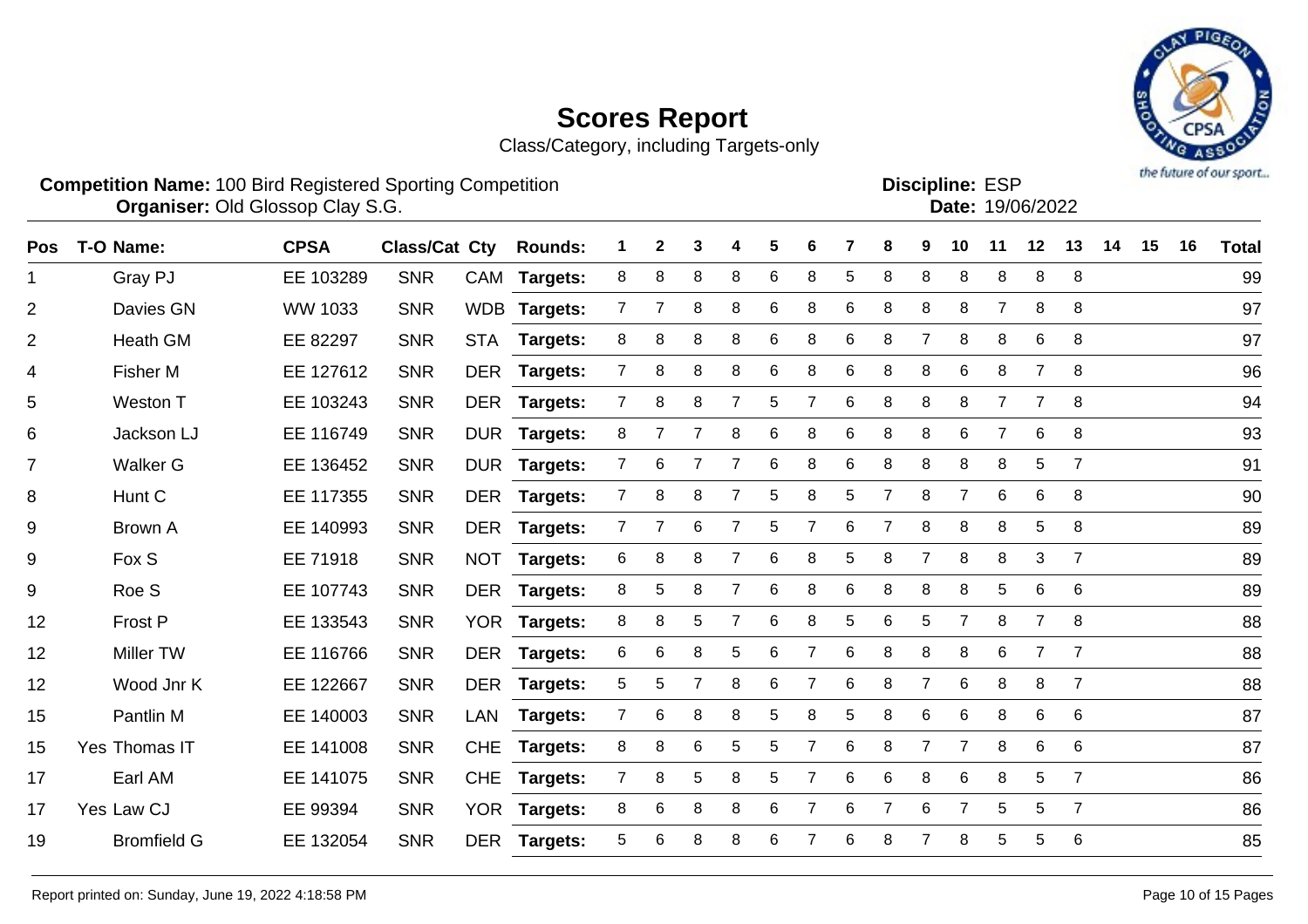# Scores Report

Class/Category, including Targets-only

**Competition Name:** 100 Bird Registered Sporting Competition
**Organiser:** Old Glossop Clay S.G.

**Discipline:** ESP
**Date:** 19/06/2022

| Pos | T-O | Name: | CPSA | Class/Cat | Cty | Rounds: | 1 | 2 | 3 | 4 | 5 | 6 | 7 | 8 | 9 | 10 | 11 | 12 | 13 | 14 | 15 | 16 | Total |
|---|---|---|---|---|---|---|---|---|---|---|---|---|---|---|---|---|---|---|---|---|---|---|---|
| 1 | | Gray PJ | EE 103289 | SNR | CAM | Targets: | 8 | 8 | 8 | 8 | 6 | 8 | 5 | 8 | 8 | 8 | 8 | 8 | 8 | | | | 99 |
| 2 | | Davies GN | WW 1033 | SNR | WDB | Targets: | 7 | 7 | 8 | 8 | 6 | 8 | 6 | 8 | 8 | 8 | 7 | 8 | 8 | | | | 97 |
| 2 | | Heath GM | EE 82297 | SNR | STA | Targets: | 8 | 8 | 8 | 8 | 6 | 8 | 6 | 8 | 7 | 8 | 8 | 6 | 8 | | | | 97 |
| 4 | | Fisher M | EE 127612 | SNR | DER | Targets: | 7 | 8 | 8 | 8 | 6 | 8 | 6 | 8 | 8 | 6 | 8 | 7 | 8 | | | | 96 |
| 5 | | Weston T | EE 103243 | SNR | DER | Targets: | 7 | 8 | 8 | 7 | 5 | 7 | 6 | 8 | 8 | 8 | 7 | 7 | 8 | | | | 94 |
| 6 | | Jackson LJ | EE 116749 | SNR | DUR | Targets: | 8 | 7 | 7 | 8 | 6 | 8 | 6 | 8 | 8 | 6 | 7 | 6 | 8 | | | | 93 |
| 7 | | Walker G | EE 136452 | SNR | DUR | Targets: | 7 | 6 | 7 | 7 | 6 | 8 | 6 | 8 | 8 | 8 | 8 | 5 | 7 | | | | 91 |
| 8 | | Hunt C | EE 117355 | SNR | DER | Targets: | 7 | 8 | 8 | 7 | 5 | 8 | 5 | 7 | 8 | 7 | 6 | 6 | 8 | | | | 90 |
| 9 | | Brown A | EE 140993 | SNR | DER | Targets: | 7 | 7 | 6 | 7 | 5 | 7 | 6 | 7 | 8 | 8 | 8 | 5 | 8 | | | | 89 |
| 9 | | Fox S | EE 71918 | SNR | NOT | Targets: | 6 | 8 | 8 | 7 | 6 | 8 | 5 | 8 | 7 | 8 | 8 | 3 | 7 | | | | 89 |
| 9 | | Roe S | EE 107743 | SNR | DER | Targets: | 8 | 5 | 8 | 7 | 6 | 8 | 6 | 8 | 8 | 8 | 5 | 6 | 6 | | | | 89 |
| 12 | | Frost P | EE 133543 | SNR | YOR | Targets: | 8 | 8 | 5 | 7 | 6 | 8 | 5 | 6 | 5 | 7 | 8 | 7 | 8 | | | | 88 |
| 12 | | Miller TW | EE 116766 | SNR | DER | Targets: | 6 | 6 | 8 | 5 | 6 | 7 | 6 | 8 | 8 | 8 | 6 | 7 | 7 | | | | 88 |
| 12 | | Wood Jnr K | EE 122667 | SNR | DER | Targets: | 5 | 5 | 7 | 8 | 6 | 7 | 6 | 8 | 7 | 6 | 8 | 8 | 7 | | | | 88 |
| 15 | | Pantlin M | EE 140003 | SNR | LAN | Targets: | 7 | 6 | 8 | 8 | 5 | 8 | 5 | 8 | 6 | 6 | 8 | 6 | 6 | | | | 87 |
| 15 | Yes | Thomas IT | EE 141008 | SNR | CHE | Targets: | 8 | 8 | 6 | 5 | 5 | 7 | 6 | 8 | 7 | 7 | 8 | 6 | 6 | | | | 87 |
| 17 | | Earl AM | EE 141075 | SNR | CHE | Targets: | 7 | 8 | 5 | 8 | 5 | 7 | 6 | 6 | 8 | 6 | 8 | 5 | 7 | | | | 86 |
| 17 | Yes | Law CJ | EE 99394 | SNR | YOR | Targets: | 8 | 6 | 8 | 8 | 6 | 7 | 6 | 7 | 6 | 7 | 5 | 5 | 7 | | | | 86 |
| 19 | | Bromfield G | EE 132054 | SNR | DER | Targets: | 5 | 6 | 8 | 8 | 6 | 7 | 6 | 8 | 7 | 8 | 5 | 5 | 6 | | | | 85 |

Report printed on: Sunday, June 19, 2022 4:18:58 PM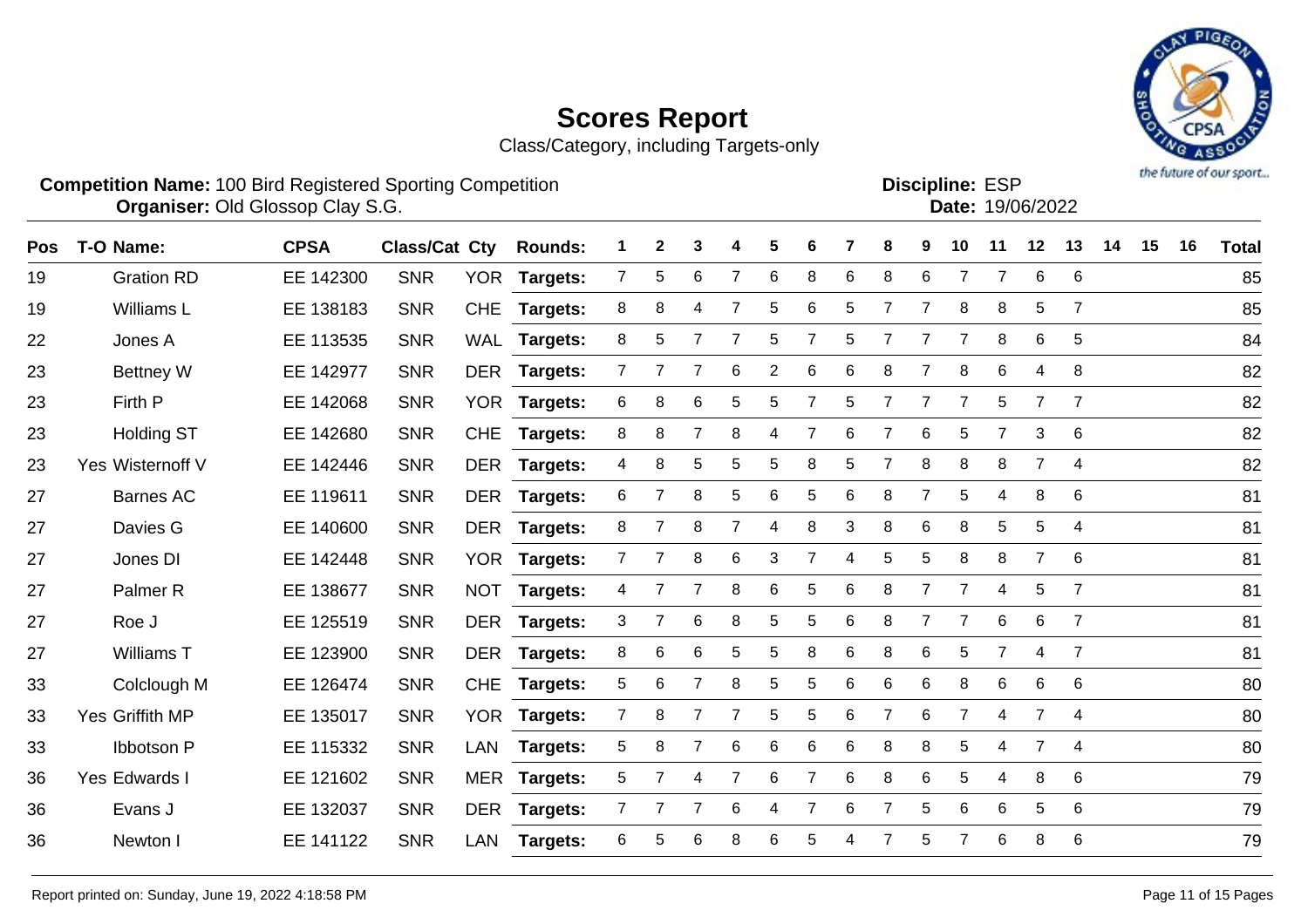# Scores Report

Class/Category, including Targets-only

**Competition Name:** 100 Bird Registered Sporting Competition
**Organiser:** Old Glossop Clay S.G.

**Discipline:** ESP
**Date:** 19/06/2022

| Pos | T-O | Name: | CPSA | Class/Cat | Cty | Rounds: | 1 | 2 | 3 | 4 | 5 | 6 | 7 | 8 | 9 | 10 | 11 | 12 | 13 | 14 | 15 | 16 | Total |
|---|---|---|---|---|---|---|---|---|---|---|---|---|---|---|---|---|---|---|---|---|---|---|---|
| 19 | | Gration RD | EE 142300 | SNR | YOR | Targets: | 7 | 5 | 6 | 7 | 6 | 8 | 6 | 8 | 6 | 7 | 7 | 6 | 6 | | | | 85 |
| 19 | | Williams L | EE 138183 | SNR | CHE | Targets: | 8 | 8 | 4 | 7 | 5 | 6 | 5 | 7 | 7 | 8 | 8 | 5 | 7 | | | | 85 |
| 22 | | Jones A | EE 113535 | SNR | WAL | Targets: | 8 | 5 | 7 | 7 | 5 | 7 | 5 | 7 | 7 | 7 | 8 | 6 | 5 | | | | 84 |
| 23 | | Bettney W | EE 142977 | SNR | DER | Targets: | 7 | 7 | 7 | 6 | 2 | 6 | 6 | 8 | 7 | 8 | 6 | 4 | 8 | | | | 82 |
| 23 | | Firth P | EE 142068 | SNR | YOR | Targets: | 6 | 8 | 6 | 5 | 5 | 7 | 5 | 7 | 7 | 7 | 5 | 7 | 7 | | | | 82 |
| 23 | | Holding ST | EE 142680 | SNR | CHE | Targets: | 8 | 8 | 7 | 8 | 4 | 7 | 6 | 7 | 6 | 5 | 7 | 3 | 6 | | | | 82 |
| 23 | Yes | Wisternoff V | EE 142446 | SNR | DER | Targets: | 4 | 8 | 5 | 5 | 5 | 8 | 5 | 7 | 8 | 8 | 8 | 7 | 4 | | | | 82 |
| 27 | | Barnes AC | EE 119611 | SNR | DER | Targets: | 6 | 7 | 8 | 5 | 6 | 5 | 6 | 8 | 7 | 5 | 4 | 8 | 6 | | | | 81 |
| 27 | | Davies G | EE 140600 | SNR | DER | Targets: | 8 | 7 | 8 | 7 | 4 | 8 | 3 | 8 | 6 | 8 | 5 | 5 | 4 | | | | 81 |
| 27 | | Jones DI | EE 142448 | SNR | YOR | Targets: | 7 | 7 | 8 | 6 | 3 | 7 | 4 | 5 | 5 | 8 | 8 | 7 | 6 | | | | 81 |
| 27 | | Palmer R | EE 138677 | SNR | NOT | Targets: | 4 | 7 | 7 | 8 | 6 | 5 | 6 | 8 | 7 | 7 | 4 | 5 | 7 | | | | 81 |
| 27 | | Roe J | EE 125519 | SNR | DER | Targets: | 3 | 7 | 6 | 8 | 5 | 5 | 6 | 8 | 7 | 7 | 6 | 6 | 7 | | | | 81 |
| 27 | | Williams T | EE 123900 | SNR | DER | Targets: | 8 | 6 | 6 | 5 | 5 | 8 | 6 | 8 | 6 | 5 | 7 | 4 | 7 | | | | 81 |
| 33 | | Colclough M | EE 126474 | SNR | CHE | Targets: | 5 | 6 | 7 | 8 | 5 | 5 | 6 | 6 | 6 | 8 | 6 | 6 | 6 | | | | 80 |
| 33 | Yes | Griffith MP | EE 135017 | SNR | YOR | Targets: | 7 | 8 | 7 | 7 | 5 | 5 | 6 | 7 | 6 | 7 | 4 | 7 | 4 | | | | 80 |
| 33 | | Ibbotson P | EE 115332 | SNR | LAN | Targets: | 5 | 8 | 7 | 6 | 6 | 6 | 6 | 8 | 8 | 5 | 4 | 7 | 4 | | | | 80 |
| 36 | Yes | Edwards I | EE 121602 | SNR | MER | Targets: | 5 | 7 | 4 | 7 | 6 | 7 | 6 | 8 | 6 | 5 | 4 | 8 | 6 | | | | 79 |
| 36 | | Evans J | EE 132037 | SNR | DER | Targets: | 7 | 7 | 7 | 6 | 4 | 7 | 6 | 7 | 5 | 6 | 6 | 5 | 6 | | | | 79 |
| 36 | | Newton I | EE 141122 | SNR | LAN | Targets: | 6 | 5 | 6 | 8 | 6 | 5 | 4 | 7 | 5 | 7 | 6 | 8 | 6 | | | | 79 |

Report printed on: Sunday, June 19, 2022 4:18:58 PM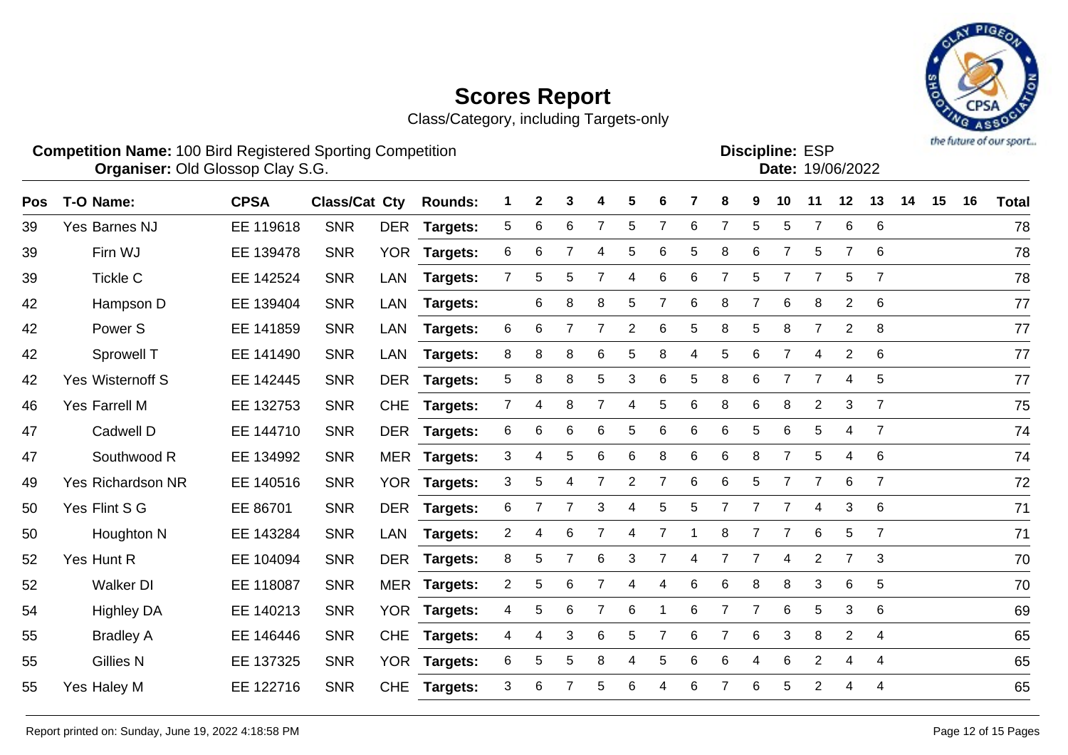# Scores Report

Class/Category, including Targets-only

**Competition Name:** 100 Bird Registered Sporting Competition
**Organiser:** Old Glossop Clay S.G.

**Discipline:** ESP
**Date:** 19/06/2022

| Pos | T-O | Name: | CPSA | Class/Cat | Cty | Rounds: | 1 | 2 | 3 | 4 | 5 | 6 | 7 | 8 | 9 | 10 | 11 | 12 | 13 | 14 | 15 | 16 | Total |
|---|---|---|---|---|---|---|---|---|---|---|---|---|---|---|---|---|---|---|---|---|---|---|---|
| 39 | Yes | Barnes NJ | EE 119618 | SNR | DER | Targets: | 5 | 6 | 6 | 7 | 5 | 7 | 6 | 7 | 5 | 5 | 7 | 6 | 6 | | | | 78 |
| 39 | | Firn WJ | EE 139478 | SNR | YOR | Targets: | 6 | 6 | 7 | 4 | 5 | 6 | 5 | 8 | 6 | 7 | 5 | 7 | 6 | | | | 78 |
| 39 | | Tickle C | EE 142524 | SNR | LAN | Targets: | 7 | 5 | 5 | 7 | 4 | 6 | 6 | 7 | 5 | 7 | 7 | 5 | 7 | | | | 78 |
| 42 | | Hampson D | EE 139404 | SNR | LAN | Targets: | | 6 | 8 | 8 | 5 | 7 | 6 | 8 | 7 | 6 | 8 | 2 | 6 | | | | 77 |
| 42 | | Power S | EE 141859 | SNR | LAN | Targets: | 6 | 6 | 7 | 7 | 2 | 6 | 5 | 8 | 5 | 8 | 7 | 2 | 8 | | | | 77 |
| 42 | | Sprowell T | EE 141490 | SNR | LAN | Targets: | 8 | 8 | 8 | 6 | 5 | 8 | 4 | 5 | 6 | 7 | 4 | 2 | 6 | | | | 77 |
| 42 | Yes | Wisternoff S | EE 142445 | SNR | DER | Targets: | 5 | 8 | 8 | 5 | 3 | 6 | 5 | 8 | 6 | 7 | 7 | 4 | 5 | | | | 77 |
| 46 | Yes | Farrell M | EE 132753 | SNR | CHE | Targets: | 7 | 4 | 8 | 7 | 4 | 5 | 6 | 8 | 6 | 8 | 2 | 3 | 7 | | | | 75 |
| 47 | | Cadwell D | EE 144710 | SNR | DER | Targets: | 6 | 6 | 6 | 6 | 5 | 6 | 6 | 6 | 5 | 6 | 5 | 4 | 7 | | | | 74 |
| 47 | | Southwood R | EE 134992 | SNR | MER | Targets: | 3 | 4 | 5 | 6 | 6 | 8 | 6 | 6 | 8 | 7 | 5 | 4 | 6 | | | | 74 |
| 49 | Yes | Richardson NR | EE 140516 | SNR | YOR | Targets: | 3 | 5 | 4 | 7 | 2 | 7 | 6 | 6 | 5 | 7 | 7 | 6 | 7 | | | | 72 |
| 50 | Yes | Flint S G | EE 86701 | SNR | DER | Targets: | 6 | 7 | 7 | 3 | 4 | 5 | 5 | 7 | 7 | 7 | 4 | 3 | 6 | | | | 71 |
| 50 | | Houghton N | EE 143284 | SNR | LAN | Targets: | 2 | 4 | 6 | 7 | 4 | 7 | 1 | 8 | 7 | 7 | 6 | 5 | 7 | | | | 71 |
| 52 | Yes | Hunt R | EE 104094 | SNR | DER | Targets: | 8 | 5 | 7 | 6 | 3 | 7 | 4 | 7 | 7 | 4 | 2 | 7 | 3 | | | | 70 |
| 52 | | Walker DI | EE 118087 | SNR | MER | Targets: | 2 | 5 | 6 | 7 | 4 | 4 | 6 | 6 | 8 | 8 | 3 | 6 | 5 | | | | 70 |
| 54 | | Highley DA | EE 140213 | SNR | YOR | Targets: | 4 | 5 | 6 | 7 | 6 | 1 | 6 | 7 | 7 | 6 | 5 | 3 | 6 | | | | 69 |
| 55 | | Bradley A | EE 146446 | SNR | CHE | Targets: | 4 | 4 | 3 | 6 | 5 | 7 | 6 | 7 | 6 | 3 | 8 | 2 | 4 | | | | 65 |
| 55 | | Gillies N | EE 137325 | SNR | YOR | Targets: | 6 | 5 | 5 | 8 | 4 | 5 | 6 | 6 | 4 | 6 | 2 | 4 | 4 | | | | 65 |
| 55 | Yes | Haley M | EE 122716 | SNR | CHE | Targets: | 3 | 6 | 7 | 5 | 6 | 4 | 6 | 7 | 6 | 5 | 2 | 4 | 4 | | | | 65 |

Report printed on: Sunday, June 19, 2022 4:18:58 PM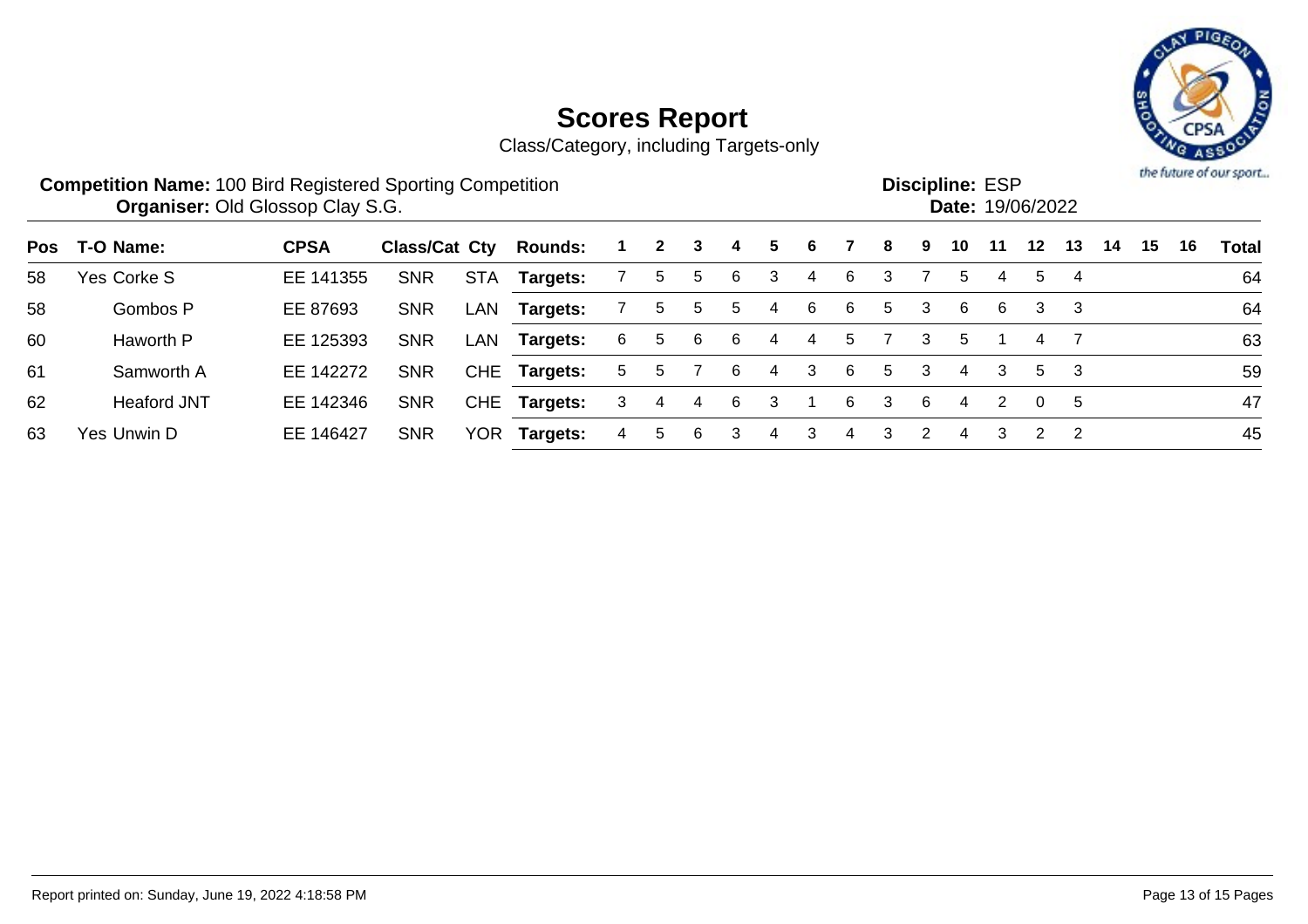# Scores Report

Class/Category, including Targets-only

**Competition Name:** 100 Bird Registered Sporting Competition
**Organiser:** Old Glossop Clay S.G.

**Discipline:** ESP
**Date:** 19/06/2022

| Pos | T-O | Name: | CPSA | Class/Cat | Cty | Rounds: | 1 | 2 | 3 | 4 | 5 | 6 | 7 | 8 | 9 | 10 | 11 | 12 | 13 | 14 | 15 | 16 | Total |
|---|---|---|---|---|---|---|---|---|---|---|---|---|---|---|---|---|---|---|---|---|---|---|---|
| 58 | Yes | Corke S | EE 141355 | SNR | STA | Targets: | 7 | 5 | 5 | 6 | 3 | 4 | 6 | 3 | 7 | 5 | 4 | 5 | 4 | | | | 64 |
| 58 | | Gombos P | EE 87693 | SNR | LAN | Targets: | 7 | 5 | 5 | 5 | 4 | 6 | 6 | 5 | 3 | 6 | 6 | 3 | 3 | | | | 64 |
| 60 | | Haworth P | EE 125393 | SNR | LAN | Targets: | 6 | 5 | 6 | 6 | 4 | 4 | 5 | 7 | 3 | 5 | 1 | 4 | 7 | | | | 63 |
| 61 | | Samworth A | EE 142272 | SNR | CHE | Targets: | 5 | 5 | 7 | 6 | 4 | 3 | 6 | 5 | 3 | 4 | 3 | 5 | 3 | | | | 59 |
| 62 | | Heaford JNT | EE 142346 | SNR | CHE | Targets: | 3 | 4 | 4 | 6 | 3 | 1 | 6 | 3 | 6 | 4 | 2 | 0 | 5 | | | | 47 |
| 63 | Yes | Unwin D | EE 146427 | SNR | YOR | Targets: | 4 | 5 | 6 | 3 | 4 | 3 | 4 | 3 | 2 | 4 | 3 | 2 | 2 | | | | 45 |

Report printed on: Sunday, June 19, 2022 4:18:58 PM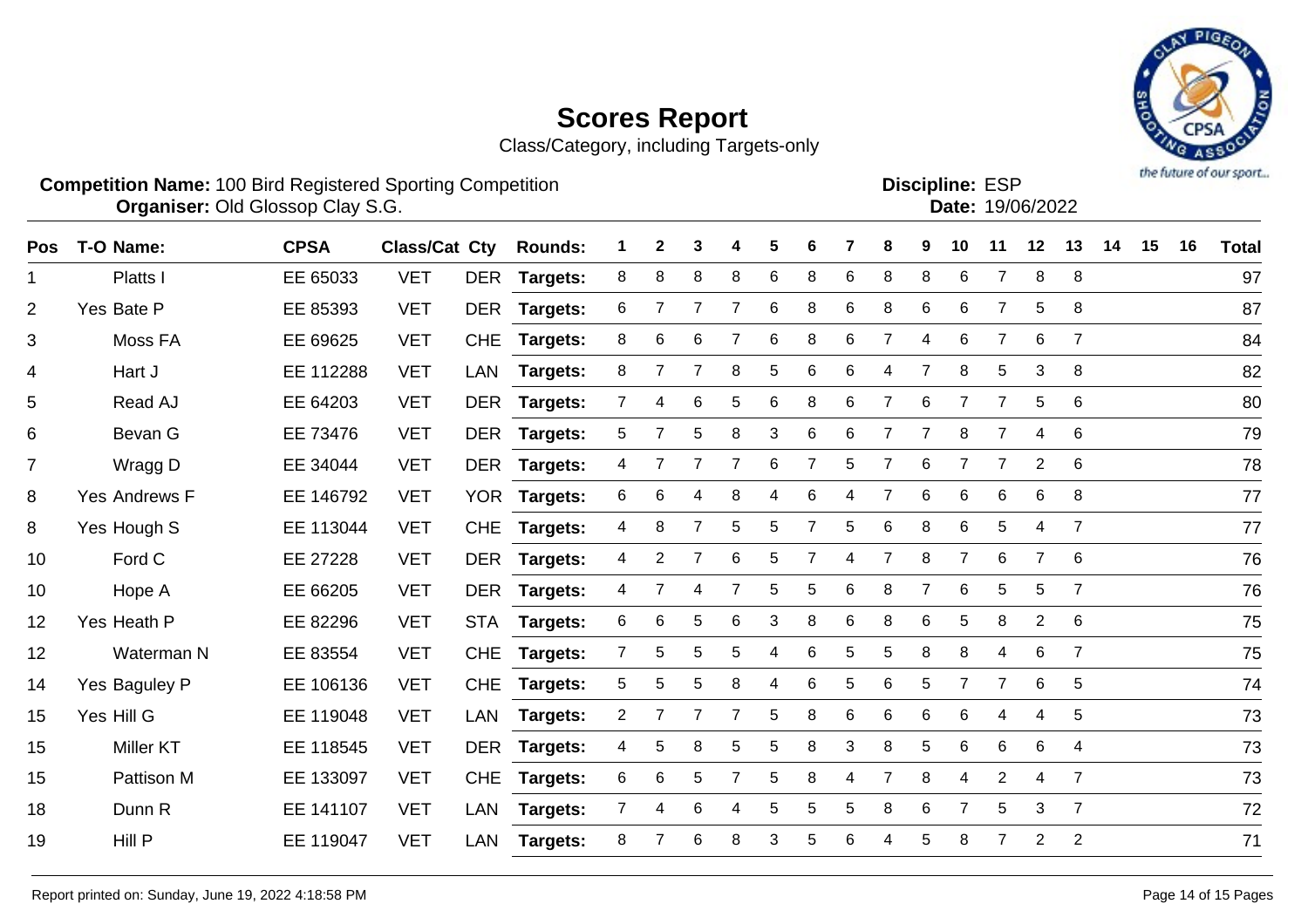# Scores Report

Class/Category, including Targets-only

**Competition Name:** 100 Bird Registered Sporting Competition
**Organiser:** Old Glossop Clay S.G.

**Discipline:** ESP
**Date:** 19/06/2022

| Pos | T-O | Name: | CPSA | Class/Cat | Cty | Rounds: | 1 | 2 | 3 | 4 | 5 | 6 | 7 | 8 | 9 | 10 | 11 | 12 | 13 | 14 | 15 | 16 | Total |
|---|---|---|---|---|---|---|---|---|---|---|---|---|---|---|---|---|---|---|---|---|---|---|---|
| 1 | | Platts I | EE 65033 | VET | DER | Targets: | 8 | 8 | 8 | 8 | 6 | 8 | 6 | 8 | 8 | 6 | 7 | 8 | 8 | | | | 97 |
| 2 | Yes | Bate P | EE 85393 | VET | DER | Targets: | 6 | 7 | 7 | 7 | 6 | 8 | 6 | 8 | 6 | 6 | 7 | 5 | 8 | | | | 87 |
| 3 | | Moss FA | EE 69625 | VET | CHE | Targets: | 8 | 6 | 6 | 7 | 6 | 8 | 6 | 7 | 4 | 6 | 7 | 6 | 7 | | | | 84 |
| 4 | | Hart J | EE 112288 | VET | LAN | Targets: | 8 | 7 | 7 | 8 | 5 | 6 | 6 | 4 | 7 | 8 | 5 | 3 | 8 | | | | 82 |
| 5 | | Read AJ | EE 64203 | VET | DER | Targets: | 7 | 4 | 6 | 5 | 6 | 8 | 6 | 7 | 6 | 7 | 7 | 5 | 6 | | | | 80 |
| 6 | | Bevan G | EE 73476 | VET | DER | Targets: | 5 | 7 | 5 | 8 | 3 | 6 | 6 | 7 | 7 | 8 | 7 | 4 | 6 | | | | 79 |
| 7 | | Wragg D | EE 34044 | VET | DER | Targets: | 4 | 7 | 7 | 7 | 6 | 7 | 5 | 7 | 6 | 7 | 7 | 2 | 6 | | | | 78 |
| 8 | Yes | Andrews F | EE 146792 | VET | YOR | Targets: | 6 | 6 | 4 | 8 | 4 | 6 | 4 | 7 | 6 | 6 | 6 | 6 | 8 | | | | 77 |
| 8 | Yes | Hough S | EE 113044 | VET | CHE | Targets: | 4 | 8 | 7 | 5 | 5 | 7 | 5 | 6 | 8 | 6 | 5 | 4 | 7 | | | | 77 |
| 10 | | Ford C | EE 27228 | VET | DER | Targets: | 4 | 2 | 7 | 6 | 5 | 7 | 4 | 7 | 8 | 7 | 6 | 7 | 6 | | | | 76 |
| 10 | | Hope A | EE 66205 | VET | DER | Targets: | 4 | 7 | 4 | 7 | 5 | 5 | 6 | 8 | 7 | 6 | 5 | 5 | 7 | | | | 76 |
| 12 | Yes | Heath P | EE 82296 | VET | STA | Targets: | 6 | 6 | 5 | 6 | 3 | 8 | 6 | 8 | 6 | 5 | 8 | 2 | 6 | | | | 75 |
| 12 | | Waterman N | EE 83554 | VET | CHE | Targets: | 7 | 5 | 5 | 5 | 4 | 6 | 5 | 5 | 8 | 8 | 4 | 6 | 7 | | | | 75 |
| 14 | Yes | Baguley P | EE 106136 | VET | CHE | Targets: | 5 | 5 | 5 | 8 | 4 | 6 | 5 | 6 | 5 | 7 | 7 | 6 | 5 | | | | 74 |
| 15 | Yes | Hill G | EE 119048 | VET | LAN | Targets: | 2 | 7 | 7 | 7 | 5 | 8 | 6 | 6 | 6 | 6 | 4 | 4 | 5 | | | | 73 |
| 15 | | Miller KT | EE 118545 | VET | DER | Targets: | 4 | 5 | 8 | 5 | 5 | 8 | 3 | 8 | 5 | 6 | 6 | 6 | 4 | | | | 73 |
| 15 | | Pattison M | EE 133097 | VET | CHE | Targets: | 6 | 6 | 5 | 7 | 5 | 8 | 4 | 7 | 8 | 4 | 2 | 4 | 7 | | | | 73 |
| 18 | | Dunn R | EE 141107 | VET | LAN | Targets: | 7 | 4 | 6 | 4 | 5 | 5 | 5 | 8 | 6 | 7 | 5 | 3 | 7 | | | | 72 |
| 19 | | Hill P | EE 119047 | VET | LAN | Targets: | 8 | 7 | 6 | 8 | 3 | 5 | 6 | 4 | 5 | 8 | 7 | 2 | 2 | | | | 71 |

Report printed on: Sunday, June 19, 2022 4:18:58 PM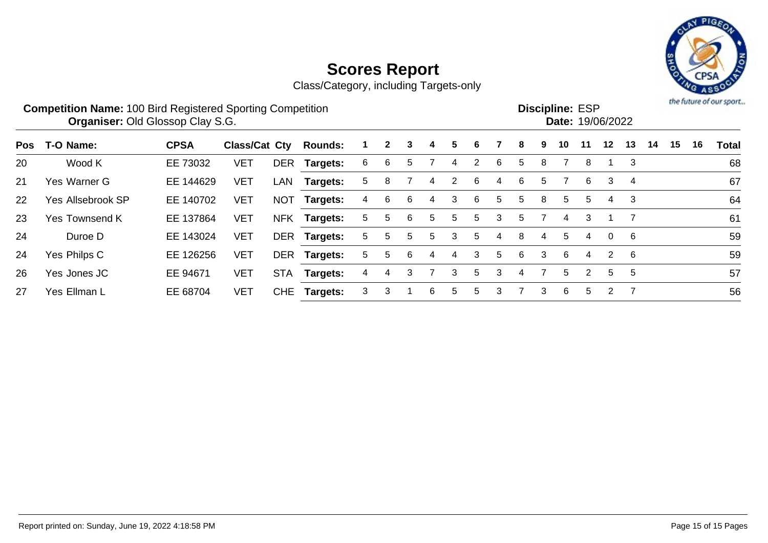# Scores Report

Class/Category, including Targets-only

**Competition Name:** 100 Bird Registered Sporting Competition
**Organiser:** Old Glossop Clay S.G.

**Discipline:** ESP
**Date:** 19/06/2022

| Pos | T-O | Name: | CPSA | Class/Cat | Cty | Rounds: | 1 | 2 | 3 | 4 | 5 | 6 | 7 | 8 | 9 | 10 | 11 | 12 | 13 | 14 | 15 | 16 | Total |
|---|---|---|---|---|---|---|---|---|---|---|---|---|---|---|---|---|---|---|---|---|---|---|---|
| 20 | | Wood K | EE 73032 | VET | DER | **Targets:** | 6 | 6 | 5 | 7 | 4 | 2 | 6 | 5 | 8 | 7 | 8 | 1 | 3 | | | | 68 |
| 21 | Yes | Warner G | EE 144629 | VET | LAN | **Targets:** | 5 | 8 | 7 | 4 | 2 | 6 | 4 | 6 | 5 | 7 | 6 | 3 | 4 | | | | 67 |
| 22 | Yes | Allsebrook SP | EE 140702 | VET | NOT | **Targets:** | 4 | 6 | 6 | 4 | 3 | 6 | 5 | 5 | 8 | 5 | 5 | 4 | 3 | | | | 64 |
| 23 | Yes | Townsend K | EE 137864 | VET | NFK | **Targets:** | 5 | 5 | 6 | 5 | 5 | 5 | 3 | 5 | 7 | 4 | 3 | 1 | 7 | | | | 61 |
| 24 | | Duroe D | EE 143024 | VET | DER | **Targets:** | 5 | 5 | 5 | 5 | 3 | 5 | 4 | 8 | 4 | 5 | 4 | 0 | 6 | | | | 59 |
| 24 | Yes | Philps C | EE 126256 | VET | DER | **Targets:** | 5 | 5 | 6 | 4 | 4 | 3 | 5 | 6 | 3 | 6 | 4 | 2 | 6 | | | | 59 |
| 26 | Yes | Jones JC | EE 94671 | VET | STA | **Targets:** | 4 | 4 | 3 | 7 | 3 | 5 | 3 | 4 | 7 | 5 | 2 | 5 | 5 | | | | 57 |
| 27 | Yes | Ellman L | EE 68704 | VET | CHE | **Targets:** | 3 | 3 | 1 | 6 | 5 | 5 | 3 | 7 | 3 | 6 | 5 | 2 | 7 | | | | 56 |

Report printed on: Sunday, June 19, 2022 4:18:58 PM